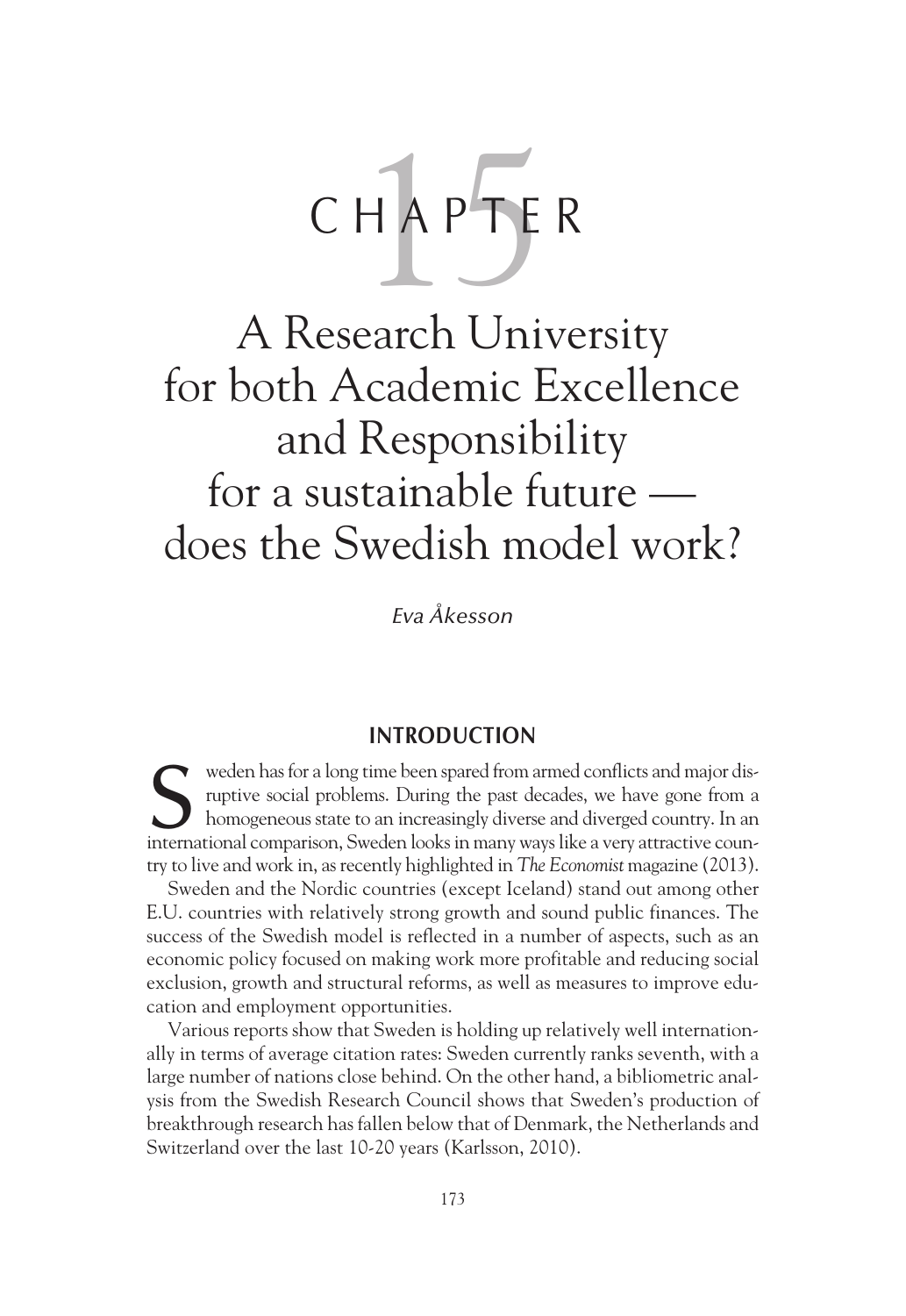# CHAPTER 15

# A Research University for both Academic Excellence and Responsibility for a sustainable future — does the Swedish model work?

*Eva Åkesson*

## INTRODUCTION

Sweden has for a long time been spared from armed conflicts and major disruptive social problems. During the past decades, we have gone from a homogeneous state to an increasingly diverse and diverged country. In an international comparison, Sweden looks in many ways like a very attractive country to live and work in, as recently highlighted in *The Economist* magazine (2013).

Sweden and the Nordic countries (except Iceland) stand out among other E.U. countries with relatively strong growth and sound public finances. The success of the Swedish model is reflected in a number of aspects, such as an economic policy focused on making work more profitable and reducing social exclusion, growth and structural reforms, as well as measures to improve education and employment opportunities.

Various reports show that Sweden is holding up relatively well internationally in terms of average citation rates: Sweden currently ranks seventh, with a large number of nations close behind. On the other hand, a bibliometric analysis from the Swedish Research Council shows that Sweden's production of breakthrough research has fallen below that of Denmark, the Netherlands and Switzerland over the last 10-20 years (Karlsson, 2010).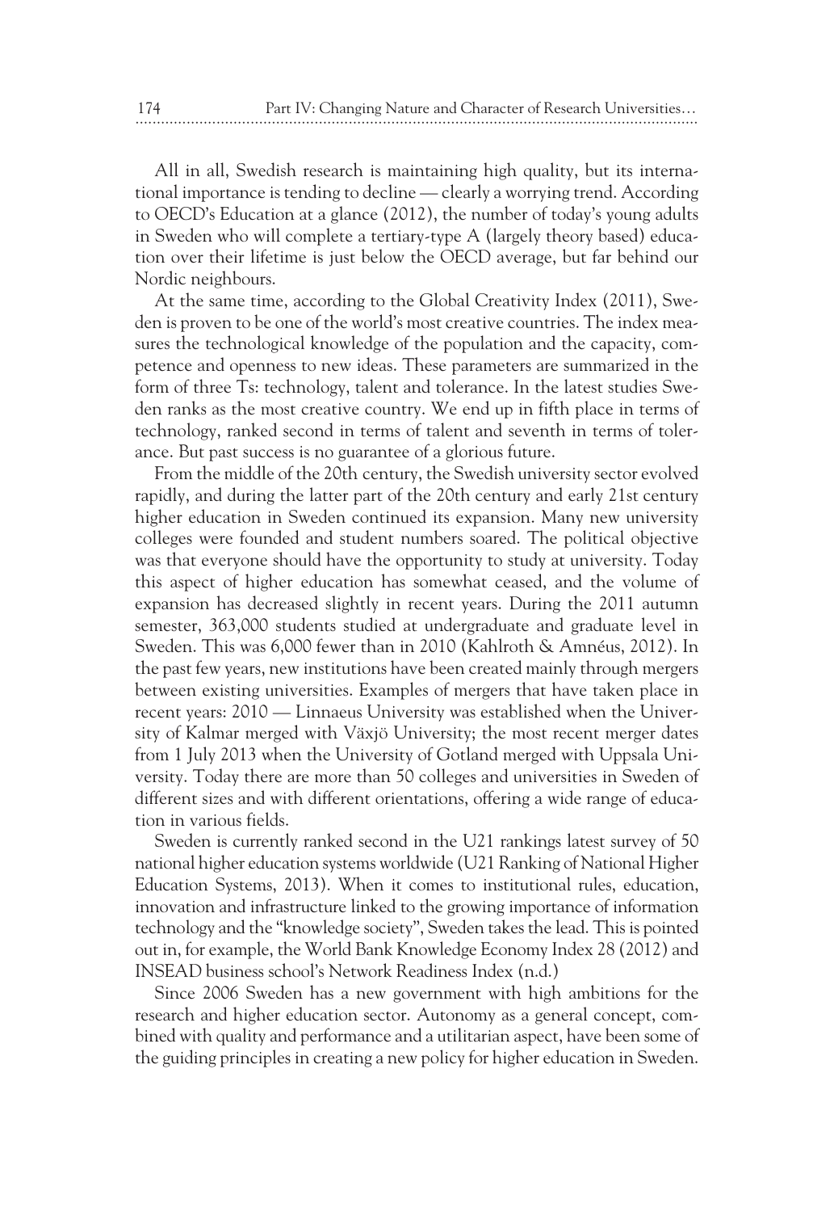All in all, Swedish research is maintaining high quality, but its international importance is tending to decline — clearly a worrying trend. According to OECD's Education at a glance (2012), the number of today's young adults in Sweden who will complete a tertiary-type A (largely theory based) education over their lifetime is just below the OECD average, but far behind our Nordic neighbours.

At the same time, according to the Global Creativity Index (2011), Sweden is proven to be one of the world's most creative countries. The index measures the technological knowledge of the population and the capacity, competence and openness to new ideas. These parameters are summarized in the form of three Ts: technology, talent and tolerance. In the latest studies Sweden ranks as the most creative country. We end up in fifth place in terms of technology, ranked second in terms of talent and seventh in terms of tolerance. But past success is no guarantee of a glorious future.

From the middle of the 20th century, the Swedish university sector evolved rapidly, and during the latter part of the 20th century and early 21st century higher education in Sweden continued its expansion. Many new university colleges were founded and student numbers soared. The political objective was that everyone should have the opportunity to study at university. Today this aspect of higher education has somewhat ceased, and the volume of expansion has decreased slightly in recent years. During the 2011 autumn semester, 363,000 students studied at undergraduate and graduate level in Sweden. This was 6,000 fewer than in 2010 (Kahlroth & Amnéus, 2012). In the past few years, new institutions have been created mainly through mergers between existing universities. Examples of mergers that have taken place in recent years: 2010 — Linnaeus University was established when the University of Kalmar merged with Växjö University; the most recent merger dates from 1 July 2013 when the University of Gotland merged with Uppsala University. Today there are more than 50 colleges and universities in Sweden of different sizes and with different orientations, offering a wide range of education in various fields.

Sweden is currently ranked second in the U21 rankings latest survey of 50 national higher education systems worldwide (U21 Ranking of National Higher Education Systems, 2013). When it comes to institutional rules, education, innovation and infrastructure linked to the growing importance of information technology and the "knowledge society", Sweden takes the lead. This is pointed out in, for example, the World Bank Knowledge Economy Index 28 (2012) and INSEAD business school's Network Readiness Index (n.d.)

Since 2006 Sweden has a new government with high ambitions for the research and higher education sector. Autonomy as a general concept, combined with quality and performance and a utilitarian aspect, have been some of the guiding principles in creating a new policy for higher education in Sweden.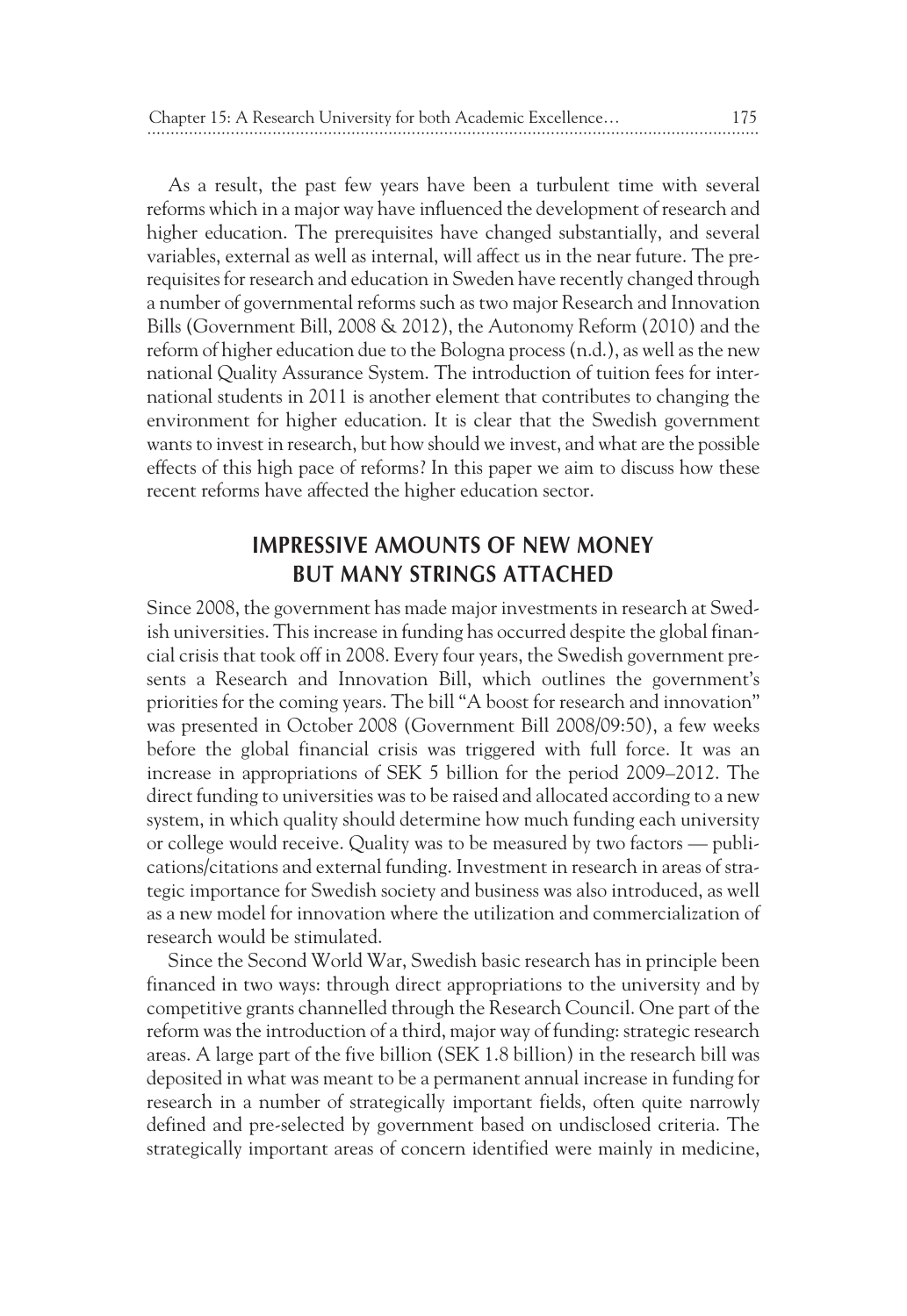As a result, the past few years have been a turbulent time with several reforms which in a major way have influenced the development of research and higher education. The prerequisites have changed substantially, and several variables, external as well as internal, will affect us in the near future. The prerequisites for research and education in Sweden have recently changed through a number of governmental reforms such as two major Research and Innovation Bills (Government Bill, 2008 & 2012), the Autonomy Reform (2010) and the reform of higher education due to the Bologna process (n.d.), as well as the new national Quality Assurance System. The introduction of tuition fees for international students in 2011 is another element that contributes to changing the environment for higher education. It is clear that the Swedish government wants to invest in research, but how should we invest, and what are the possible effects of this high pace of reforms? In this paper we aim to discuss how these recent reforms have affected the higher education sector.

## IMPRESSIVE AMOUNTS OF NEW MONEY BUT MANY STRINGS ATTACHED

Since 2008, the government has made major investments in research at Swedish universities. This increase in funding has occurred despite the global financial crisis that took off in 2008. Every four years, the Swedish government presents a Research and Innovation Bill, which outlines the government's priorities for the coming years. The bill "A boost for research and innovation" was presented in October 2008 (Government Bill 2008/09:50), a few weeks before the global financial crisis was triggered with full force. It was an increase in appropriations of SEK 5 billion for the period 2009–2012. The direct funding to universities was to be raised and allocated according to a new system, in which quality should determine how much funding each university or college would receive. Quality was to be measured by two factors — publications/citations and external funding. Investment in research in areas of strategic importance for Swedish society and business was also introduced, as well as a new model for innovation where the utilization and commercialization of research would be stimulated.

Since the Second World War, Swedish basic research has in principle been financed in two ways: through direct appropriations to the university and by competitive grants channelled through the Research Council. One part of the reform was the introduction of a third, major way of funding: strategic research areas. A large part of the five billion (SEK 1.8 billion) in the research bill was deposited in what was meant to be a permanent annual increase in funding for research in a number of strategically important fields, often quite narrowly defined and pre-selected by government based on undisclosed criteria. The strategically important areas of concern identified were mainly in medicine,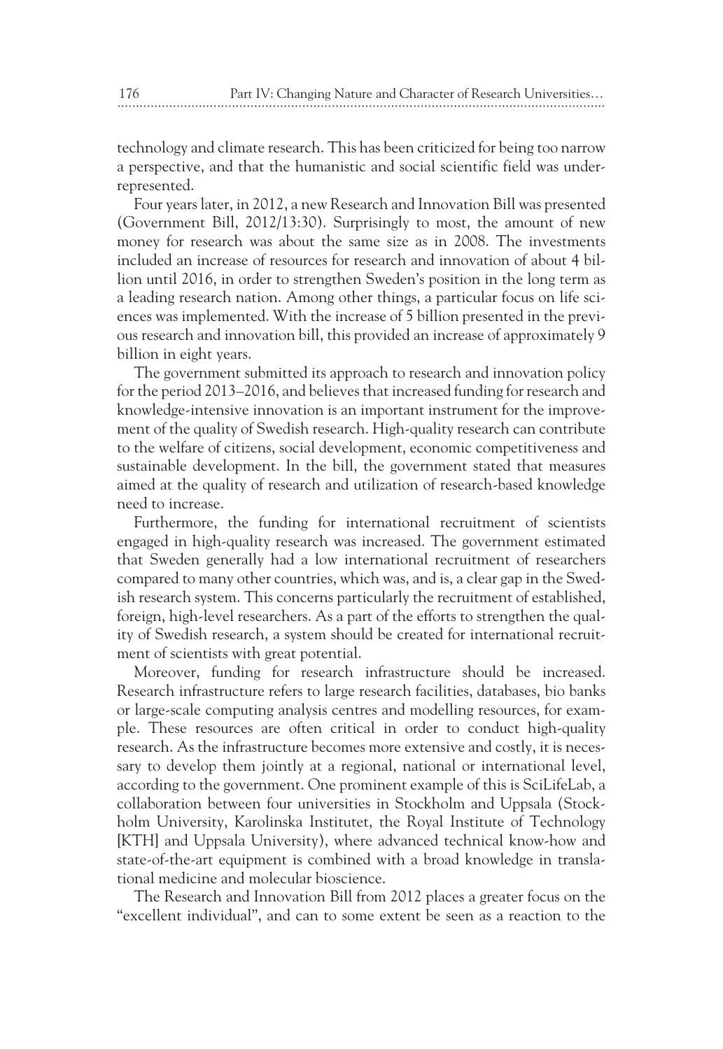technology and climate research. This has been criticized for being too narrow a perspective, and that the humanistic and social scientific field was underrepresented.

Four years later, in 2012, a new Research and Innovation Bill was presented (Government Bill, 2012/13:30). Surprisingly to most, the amount of new money for research was about the same size as in 2008. The investments included an increase of resources for research and innovation of about 4 billion until 2016, in order to strengthen Sweden's position in the long term as a leading research nation. Among other things, a particular focus on life sciences was implemented. With the increase of 5 billion presented in the previous research and innovation bill, this provided an increase of approximately 9 billion in eight years.

The government submitted its approach to research and innovation policy for the period 2013–2016, and believes that increased funding for research and knowledge-intensive innovation is an important instrument for the improvement of the quality of Swedish research. High-quality research can contribute to the welfare of citizens, social development, economic competitiveness and sustainable development. In the bill, the government stated that measures aimed at the quality of research and utilization of research-based knowledge need to increase.

Furthermore, the funding for international recruitment of scientists engaged in high-quality research was increased. The government estimated that Sweden generally had a low international recruitment of researchers compared to many other countries, which was, and is, a clear gap in the Swedish research system. This concerns particularly the recruitment of established, foreign, high-level researchers. As a part of the efforts to strengthen the quality of Swedish research, a system should be created for international recruitment of scientists with great potential.

Moreover, funding for research infrastructure should be increased. Research infrastructure refers to large research facilities, databases, bio banks or large-scale computing analysis centres and modelling resources, for example. These resources are often critical in order to conduct high-quality research. As the infrastructure becomes more extensive and costly, it is necessary to develop them jointly at a regional, national or international level, according to the government. One prominent example of this is SciLifeLab, a collaboration between four universities in Stockholm and Uppsala (Stockholm University, Karolinska Institutet, the Royal Institute of Technology [KTH] and Uppsala University), where advanced technical know-how and state-of-the-art equipment is combined with a broad knowledge in translational medicine and molecular bioscience.

The Research and Innovation Bill from 2012 places a greater focus on the "excellent individual", and can to some extent be seen as a reaction to the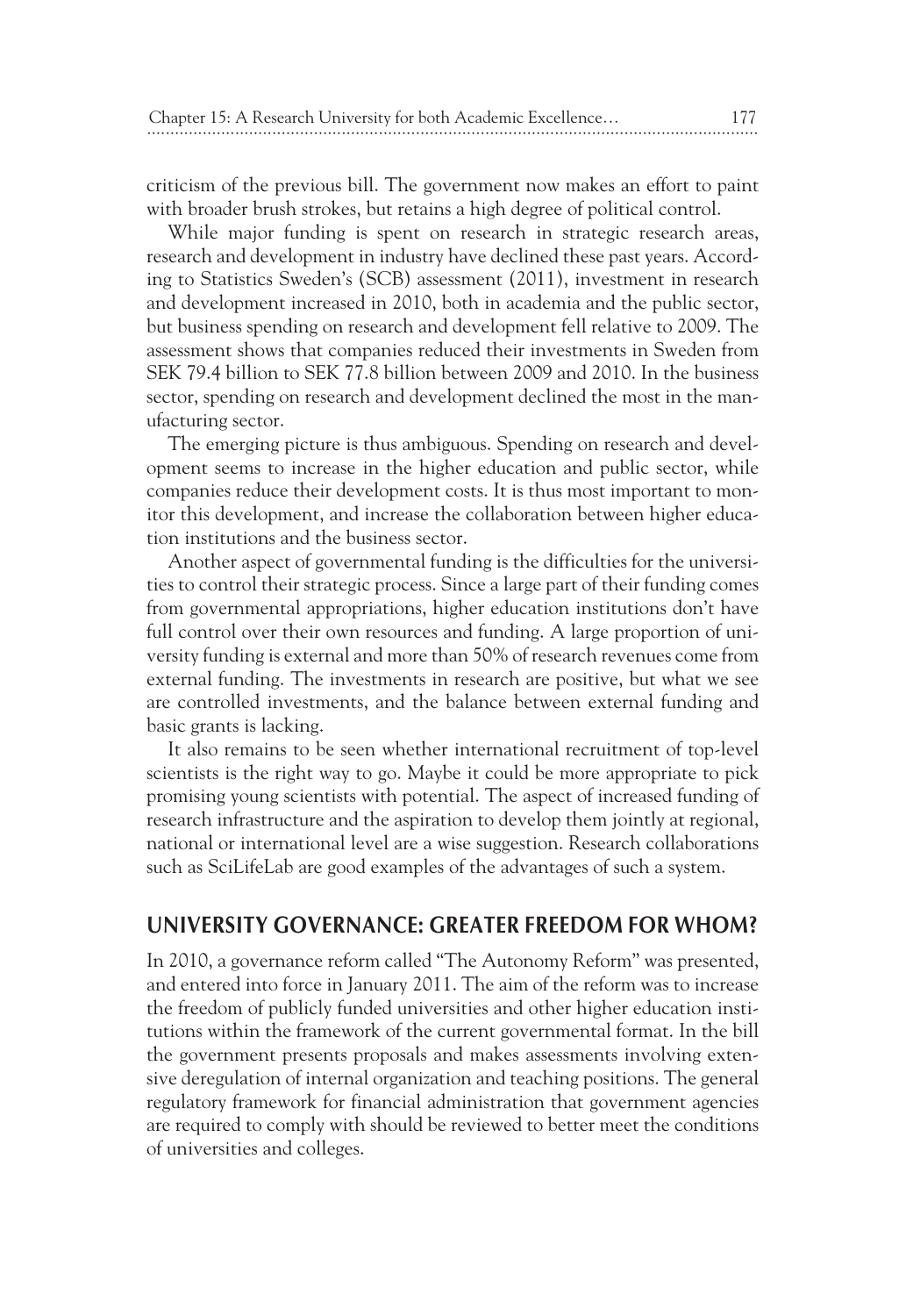criticism of the previous bill. The government now makes an effort to paint with broader brush strokes, but retains a high degree of political control.

While major funding is spent on research in strategic research areas, research and development in industry have declined these past years. According to Statistics Sweden's (SCB) assessment (2011), investment in research and development increased in 2010, both in academia and the public sector, but business spending on research and development fell relative to 2009. The assessment shows that companies reduced their investments in Sweden from SEK 79.4 billion to SEK 77.8 billion between 2009 and 2010. In the business sector, spending on research and development declined the most in the manufacturing sector.

The emerging picture is thus ambiguous. Spending on research and development seems to increase in the higher education and public sector, while companies reduce their development costs. It is thus most important to monitor this development, and increase the collaboration between higher education institutions and the business sector.

Another aspect of governmental funding is the difficulties for the universities to control their strategic process. Since a large part of their funding comes from governmental appropriations, higher education institutions don't have full control over their own resources and funding. A large proportion of university funding is external and more than 50% of research revenues come from external funding. The investments in research are positive, but what we see are controlled investments, and the balance between external funding and basic grants is lacking.

It also remains to be seen whether international recruitment of top-level scientists is the right way to go. Maybe it could be more appropriate to pick promising young scientists with potential. The aspect of increased funding of research infrastructure and the aspiration to develop them jointly at regional, national or international level are a wise suggestion. Research collaborations such as SciLifeLab are good examples of the advantages of such a system.

## UNIVERSITY GOVERNANCE: GREATER FREEDOM FOR WHOM?

In 2010, a governance reform called "The Autonomy Reform" was presented, and entered into force in January 2011. The aim of the reform was to increase the freedom of publicly funded universities and other higher education institutions within the framework of the current governmental format. In the bill the government presents proposals and makes assessments involving extensive deregulation of internal organization and teaching positions. The general regulatory framework for financial administration that government agencies are required to comply with should be reviewed to better meet the conditions of universities and colleges.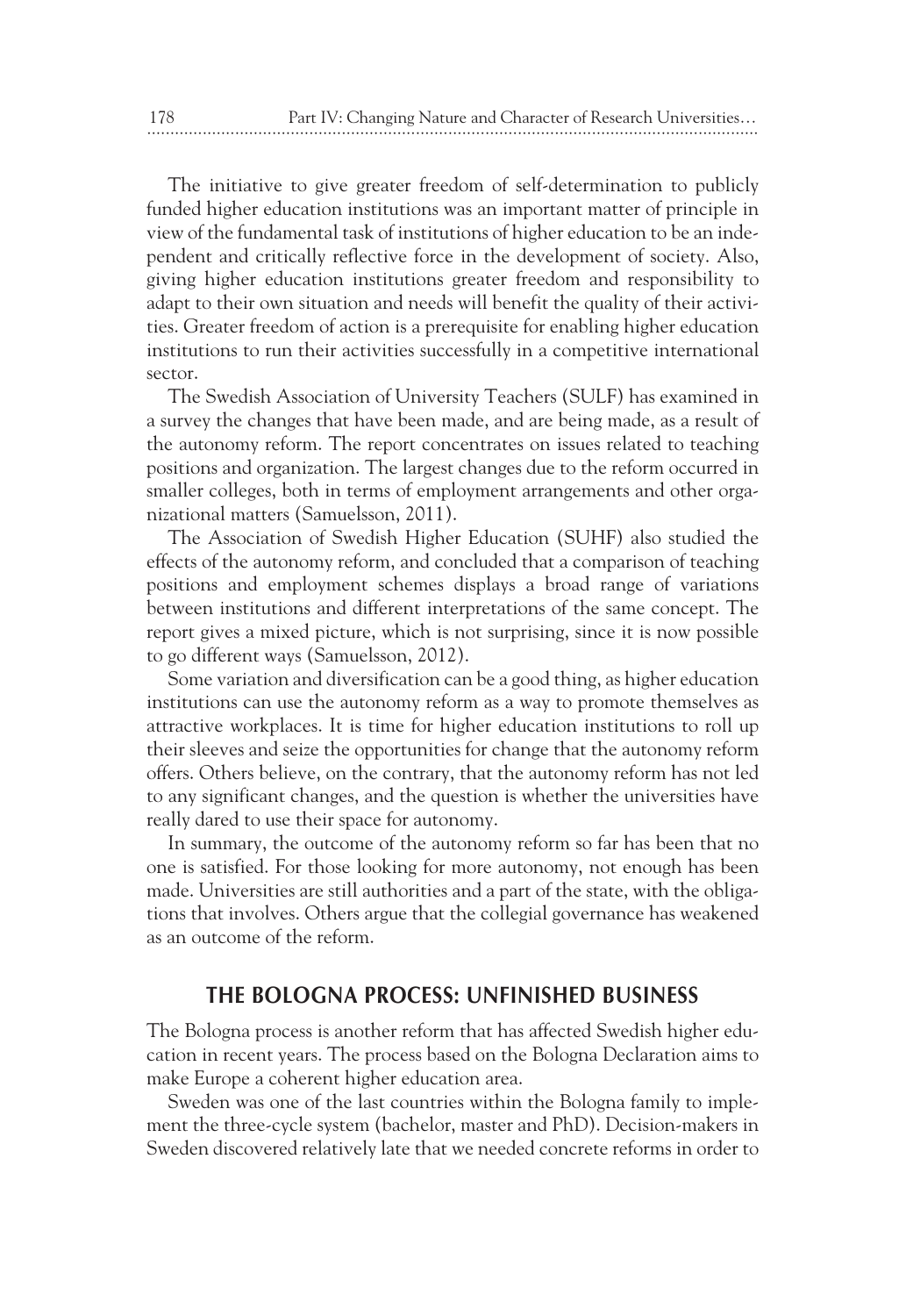The initiative to give greater freedom of self-determination to publicly funded higher education institutions was an important matter of principle in view of the fundamental task of institutions of higher education to be an independent and critically reflective force in the development of society. Also, giving higher education institutions greater freedom and responsibility to adapt to their own situation and needs will benefit the quality of their activities. Greater freedom of action is a prerequisite for enabling higher education institutions to run their activities successfully in a competitive international sector.

The Swedish Association of University Teachers (SULF) has examined in a survey the changes that have been made, and are being made, as a result of the autonomy reform. The report concentrates on issues related to teaching positions and organization. The largest changes due to the reform occurred in smaller colleges, both in terms of employment arrangements and other organizational matters (Samuelsson, 2011).

The Association of Swedish Higher Education (SUHF) also studied the effects of the autonomy reform, and concluded that a comparison of teaching positions and employment schemes displays a broad range of variations between institutions and different interpretations of the same concept. The report gives a mixed picture, which is not surprising, since it is now possible to go different ways (Samuelsson, 2012).

Some variation and diversification can be a good thing, as higher education institutions can use the autonomy reform as a way to promote themselves as attractive workplaces. It is time for higher education institutions to roll up their sleeves and seize the opportunities for change that the autonomy reform offers. Others believe, on the contrary, that the autonomy reform has not led to any significant changes, and the question is whether the universities have really dared to use their space for autonomy.

In summary, the outcome of the autonomy reform so far has been that no one is satisfied. For those looking for more autonomy, not enough has been made. Universities are still authorities and a part of the state, with the obligations that involves. Others argue that the collegial governance has weakened as an outcome of the reform.

## THE BOLOGNA PROCESS: UNFINISHED BUSINESS

The Bologna process is another reform that has affected Swedish higher education in recent years. The process based on the Bologna Declaration aims to make Europe a coherent higher education area.

Sweden was one of the last countries within the Bologna family to implement the three-cycle system (bachelor, master and PhD). Decision-makers in Sweden discovered relatively late that we needed concrete reforms in order to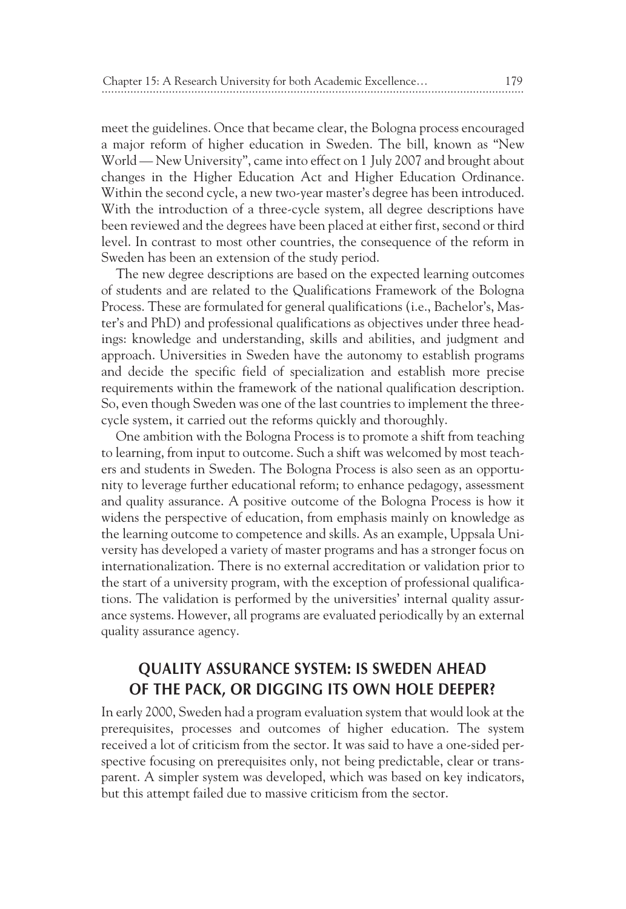meet the guidelines. Once that became clear, the Bologna process encouraged a major reform of higher education in Sweden. The bill, known as "New World — New University", came into effect on 1 July 2007 and brought about changes in the Higher Education Act and Higher Education Ordinance. Within the second cycle, a new two-year master's degree has been introduced. With the introduction of a three-cycle system, all degree descriptions have been reviewed and the degrees have been placed at either first, second or third level. In contrast to most other countries, the consequence of the reform in Sweden has been an extension of the study period.

The new degree descriptions are based on the expected learning outcomes of students and are related to the Qualifications Framework of the Bologna Process. These are formulated for general qualifications (i.e., Bachelor's, Master's and PhD) and professional qualifications as objectives under three headings: knowledge and understanding, skills and abilities, and judgment and approach. Universities in Sweden have the autonomy to establish programs and decide the specific field of specialization and establish more precise requirements within the framework of the national qualification description. So, even though Sweden was one of the last countries to implement the three-cycle system, it carried out the reforms quickly and thoroughly.

One ambition with the Bologna Process is to promote a shift from teaching to learning, from input to outcome. Such a shift was welcomed by most teachers and students in Sweden. The Bologna Process is also seen as an opportunity to leverage further educational reform; to enhance pedagogy, assessment and quality assurance. A positive outcome of the Bologna Process is how it widens the perspective of education, from emphasis mainly on knowledge as the learning outcome to competence and skills. As an example, Uppsala University has developed a variety of master programs and has a stronger focus on internationalization. There is no external accreditation or validation prior to the start of a university program, with the exception of professional qualifications. The validation is performed by the universities' internal quality assurance systems. However, all programs are evaluated periodically by an external quality assurance agency.

## QUALITY ASSURANCE SYSTEM: IS SWEDEN AHEAD OF THE PACK, OR DIGGING ITS OWN HOLE DEEPER?

In early 2000, Sweden had a program evaluation system that would look at the prerequisites, processes and outcomes of higher education. The system received a lot of criticism from the sector. It was said to have a one-sided perspective focusing on prerequisites only, not being predictable, clear or transparent. A simpler system was developed, which was based on key indicators, but this attempt failed due to massive criticism from the sector.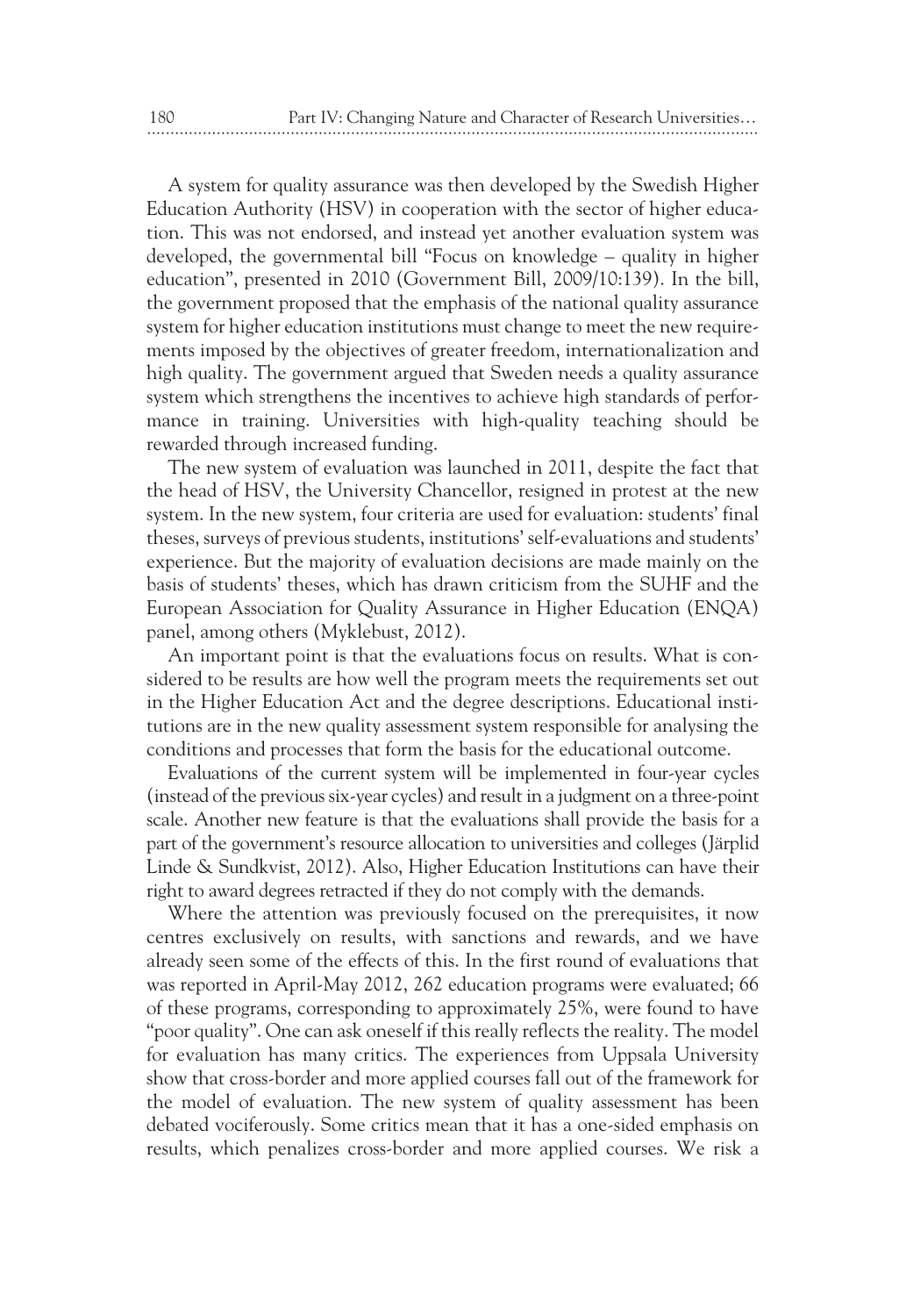A system for quality assurance was then developed by the Swedish Higher Education Authority (HSV) in cooperation with the sector of higher education. This was not endorsed, and instead yet another evaluation system was developed, the governmental bill "Focus on knowledge – quality in higher education", presented in 2010 (Government Bill, 2009/10:139). In the bill, the government proposed that the emphasis of the national quality assurance system for higher education institutions must change to meet the new requirements imposed by the objectives of greater freedom, internationalization and high quality. The government argued that Sweden needs a quality assurance system which strengthens the incentives to achieve high standards of performance in training. Universities with high-quality teaching should be rewarded through increased funding.

The new system of evaluation was launched in 2011, despite the fact that the head of HSV, the University Chancellor, resigned in protest at the new system. In the new system, four criteria are used for evaluation: students' final theses, surveys of previous students, institutions' self-evaluations and students' experience. But the majority of evaluation decisions are made mainly on the basis of students' theses, which has drawn criticism from the SUHF and the European Association for Quality Assurance in Higher Education (ENQA) panel, among others (Myklebust, 2012).

An important point is that the evaluations focus on results. What is considered to be results are how well the program meets the requirements set out in the Higher Education Act and the degree descriptions. Educational institutions are in the new quality assessment system responsible for analysing the conditions and processes that form the basis for the educational outcome.

Evaluations of the current system will be implemented in four-year cycles (instead of the previous six-year cycles) and result in a judgment on a three-point scale. Another new feature is that the evaluations shall provide the basis for a part of the government's resource allocation to universities and colleges (Järplid Linde & Sundkvist, 2012). Also, Higher Education Institutions can have their right to award degrees retracted if they do not comply with the demands.

Where the attention was previously focused on the prerequisites, it now centres exclusively on results, with sanctions and rewards, and we have already seen some of the effects of this. In the first round of evaluations that was reported in April-May 2012, 262 education programs were evaluated; 66 of these programs, corresponding to approximately 25%, were found to have "poor quality". One can ask oneself if this really reflects the reality. The model for evaluation has many critics. The experiences from Uppsala University show that cross-border and more applied courses fall out of the framework for the model of evaluation. The new system of quality assessment has been debated vociferously. Some critics mean that it has a one-sided emphasis on results, which penalizes cross-border and more applied courses. We risk a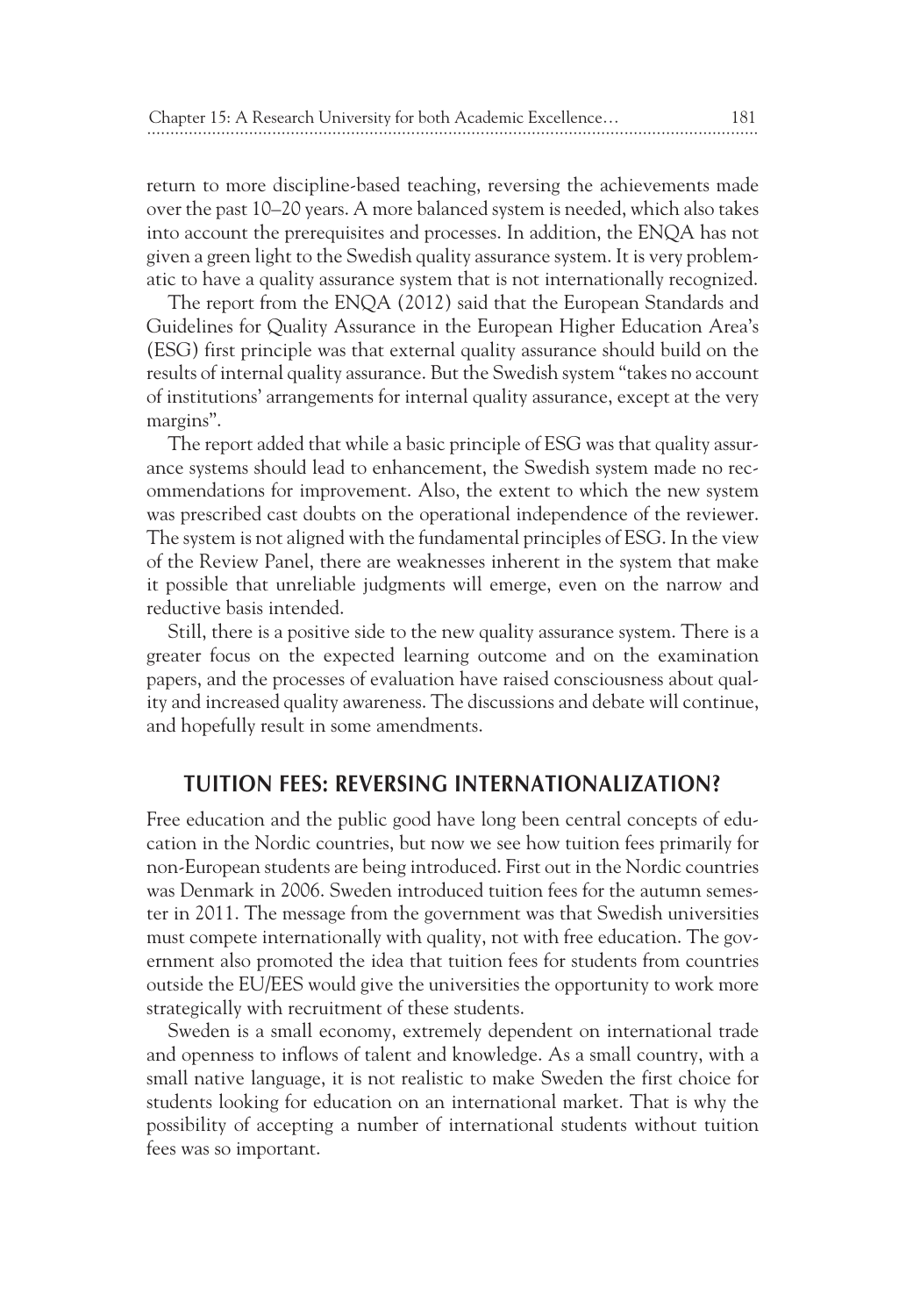return to more discipline-based teaching, reversing the achievements made over the past 10–20 years. A more balanced system is needed, which also takes into account the prerequisites and processes. In addition, the ENQA has not given a green light to the Swedish quality assurance system. It is very problematic to have a quality assurance system that is not internationally recognized.

The report from the ENQA (2012) said that the European Standards and Guidelines for Quality Assurance in the European Higher Education Area's (ESG) first principle was that external quality assurance should build on the results of internal quality assurance. But the Swedish system "takes no account of institutions' arrangements for internal quality assurance, except at the very margins".

The report added that while a basic principle of ESG was that quality assurance systems should lead to enhancement, the Swedish system made no recommendations for improvement. Also, the extent to which the new system was prescribed cast doubts on the operational independence of the reviewer. The system is not aligned with the fundamental principles of ESG. In the view of the Review Panel, there are weaknesses inherent in the system that make it possible that unreliable judgments will emerge, even on the narrow and reductive basis intended.

Still, there is a positive side to the new quality assurance system. There is a greater focus on the expected learning outcome and on the examination papers, and the processes of evaluation have raised consciousness about quality and increased quality awareness. The discussions and debate will continue, and hopefully result in some amendments.

## TUITION FEES: REVERSING INTERNATIONALIZATION?

Free education and the public good have long been central concepts of education in the Nordic countries, but now we see how tuition fees primarily for non-European students are being introduced. First out in the Nordic countries was Denmark in 2006. Sweden introduced tuition fees for the autumn semester in 2011. The message from the government was that Swedish universities must compete internationally with quality, not with free education. The government also promoted the idea that tuition fees for students from countries outside the EU/EES would give the universities the opportunity to work more strategically with recruitment of these students.

Sweden is a small economy, extremely dependent on international trade and openness to inflows of talent and knowledge. As a small country, with a small native language, it is not realistic to make Sweden the first choice for students looking for education on an international market. That is why the possibility of accepting a number of international students without tuition fees was so important.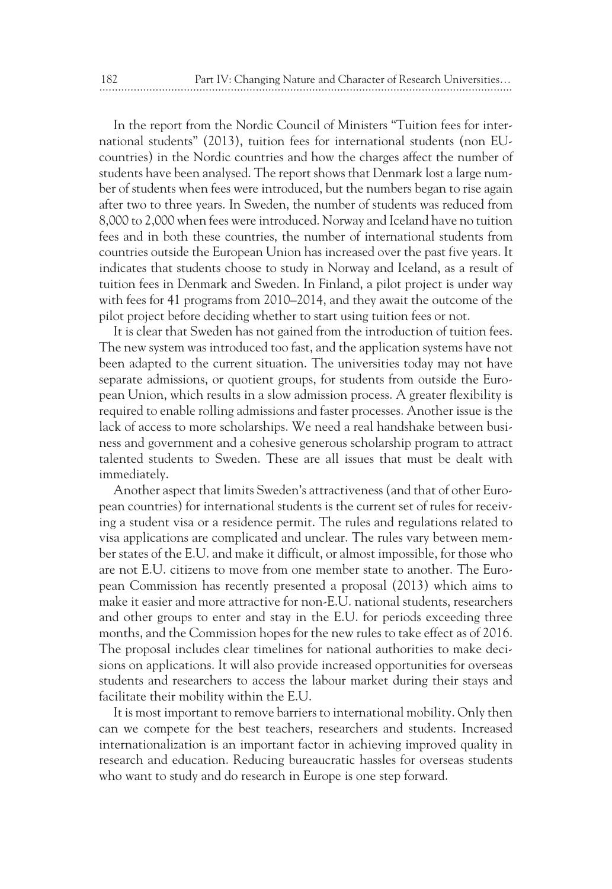In the report from the Nordic Council of Ministers "Tuition fees for international students" (2013), tuition fees for international students (non EU-countries) in the Nordic countries and how the charges affect the number of students have been analysed. The report shows that Denmark lost a large number of students when fees were introduced, but the numbers began to rise again after two to three years. In Sweden, the number of students was reduced from 8,000 to 2,000 when fees were introduced. Norway and Iceland have no tuition fees and in both these countries, the number of international students from countries outside the European Union has increased over the past five years. It indicates that students choose to study in Norway and Iceland, as a result of tuition fees in Denmark and Sweden. In Finland, a pilot project is under way with fees for 41 programs from 2010–2014, and they await the outcome of the pilot project before deciding whether to start using tuition fees or not.

It is clear that Sweden has not gained from the introduction of tuition fees. The new system was introduced too fast, and the application systems have not been adapted to the current situation. The universities today may not have separate admissions, or quotient groups, for students from outside the European Union, which results in a slow admission process. A greater flexibility is required to enable rolling admissions and faster processes. Another issue is the lack of access to more scholarships. We need a real handshake between business and government and a cohesive generous scholarship program to attract talented students to Sweden. These are all issues that must be dealt with immediately.

Another aspect that limits Sweden's attractiveness (and that of other European countries) for international students is the current set of rules for receiving a student visa or a residence permit. The rules and regulations related to visa applications are complicated and unclear. The rules vary between member states of the E.U. and make it difficult, or almost impossible, for those who are not E.U. citizens to move from one member state to another. The European Commission has recently presented a proposal (2013) which aims to make it easier and more attractive for non-E.U. national students, researchers and other groups to enter and stay in the E.U. for periods exceeding three months, and the Commission hopes for the new rules to take effect as of 2016. The proposal includes clear timelines for national authorities to make decisions on applications. It will also provide increased opportunities for overseas students and researchers to access the labour market during their stays and facilitate their mobility within the E.U.

It is most important to remove barriers to international mobility. Only then can we compete for the best teachers, researchers and students. Increased internationalization is an important factor in achieving improved quality in research and education. Reducing bureaucratic hassles for overseas students who want to study and do research in Europe is one step forward.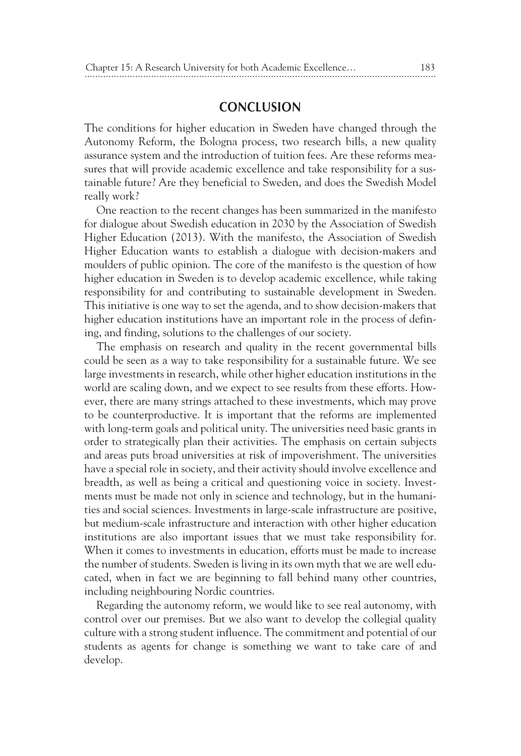## CONCLUSION

The conditions for higher education in Sweden have changed through the Autonomy Reform, the Bologna process, two research bills, a new quality assurance system and the introduction of tuition fees. Are these reforms measures that will provide academic excellence and take responsibility for a sustainable future? Are they beneficial to Sweden, and does the Swedish Model really work?

One reaction to the recent changes has been summarized in the manifesto for dialogue about Swedish education in 2030 by the Association of Swedish Higher Education (2013). With the manifesto, the Association of Swedish Higher Education wants to establish a dialogue with decision-makers and moulders of public opinion. The core of the manifesto is the question of how higher education in Sweden is to develop academic excellence, while taking responsibility for and contributing to sustainable development in Sweden. This initiative is one way to set the agenda, and to show decision-makers that higher education institutions have an important role in the process of defining, and finding, solutions to the challenges of our society.

The emphasis on research and quality in the recent governmental bills could be seen as a way to take responsibility for a sustainable future. We see large investments in research, while other higher education institutions in the world are scaling down, and we expect to see results from these efforts. However, there are many strings attached to these investments, which may prove to be counterproductive. It is important that the reforms are implemented with long-term goals and political unity. The universities need basic grants in order to strategically plan their activities. The emphasis on certain subjects and areas puts broad universities at risk of impoverishment. The universities have a special role in society, and their activity should involve excellence and breadth, as well as being a critical and questioning voice in society. Investments must be made not only in science and technology, but in the humanities and social sciences. Investments in large-scale infrastructure are positive, but medium-scale infrastructure and interaction with other higher education institutions are also important issues that we must take responsibility for. When it comes to investments in education, efforts must be made to increase the number of students. Sweden is living in its own myth that we are well educated, when in fact we are beginning to fall behind many other countries, including neighbouring Nordic countries.

Regarding the autonomy reform, we would like to see real autonomy, with control over our premises. But we also want to develop the collegial quality culture with a strong student influence. The commitment and potential of our students as agents for change is something we want to take care of and develop.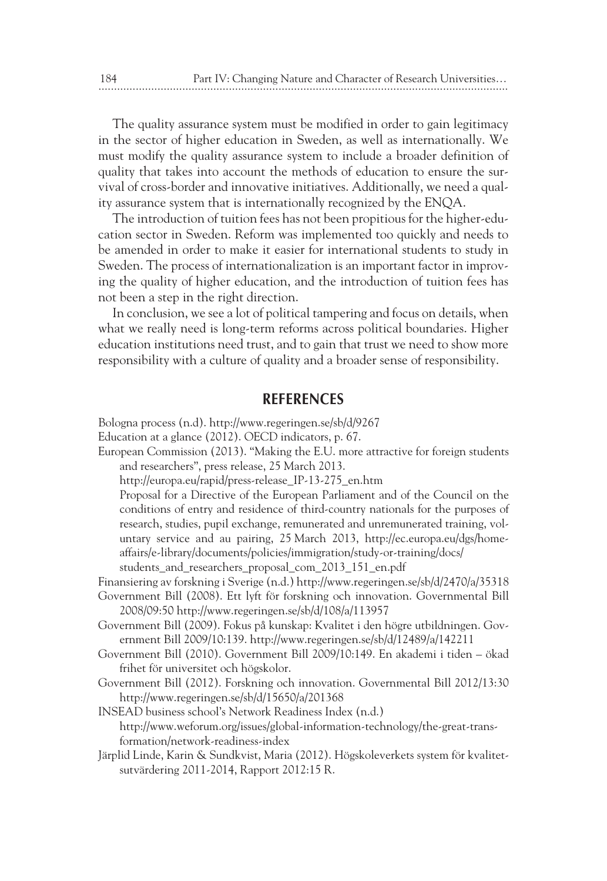The quality assurance system must be modified in order to gain legitimacy in the sector of higher education in Sweden, as well as internationally. We must modify the quality assurance system to include a broader definition of quality that takes into account the methods of education to ensure the survival of cross-border and innovative initiatives. Additionally, we need a quality assurance system that is internationally recognized by the ENQA.

The introduction of tuition fees has not been propitious for the higher-education sector in Sweden. Reform was implemented too quickly and needs to be amended in order to make it easier for international students to study in Sweden. The process of internationalization is an important factor in improving the quality of higher education, and the introduction of tuition fees has not been a step in the right direction.

In conclusion, we see a lot of political tampering and focus on details, when what we really need is long-term reforms across political boundaries. Higher education institutions need trust, and to gain that trust we need to show more responsibility with a culture of quality and a broader sense of responsibility.

## REFERENCES

Bologna process (n.d). http://www.regeringen.se/sb/d/9267

Education at a glance (2012). OECD indicators, p. 67.

European Commission (2013). "Making the E.U. more attractive for foreign students and researchers", press release, 25 March 2013.
http://europa.eu/rapid/press-release_IP-13-275_en.htm
Proposal for a Directive of the European Parliament and of the Council on the conditions of entry and residence of third-country nationals for the purposes of research, studies, pupil exchange, remunerated and unremunerated training, voluntary service and au pairing, 25 March 2013, http://ec.europa.eu/dgs/home-affairs/e-library/documents/policies/immigration/study-or-training/docs/students_and_researchers_proposal_com_2013_151_en.pdf

Finansiering av forskning i Sverige (n.d.) http://www.regeringen.se/sb/d/2470/a/35318

Government Bill (2008). Ett lyft för forskning och innovation. Governmental Bill 2008/09:50 http://www.regeringen.se/sb/d/108/a/113957

Government Bill (2009). Fokus på kunskap: Kvalitet i den högre utbildningen. Government Bill 2009/10:139. http://www.regeringen.se/sb/d/12489/a/142211

Government Bill (2010). Government Bill 2009/10:149. En akademi i tiden – ökad frihet för universitet och högskolor.

Government Bill (2012). Forskning och innovation. Governmental Bill 2012/13:30 http://www.regeringen.se/sb/d/15650/a/201368

INSEAD business school's Network Readiness Index (n.d.)
http://www.weforum.org/issues/global-information-technology/the-great-transformation/network-readiness-index

Järplid Linde, Karin & Sundkvist, Maria (2012). Högskoleverkets system för kvalitetsutvärdering 2011-2014, Rapport 2012:15 R.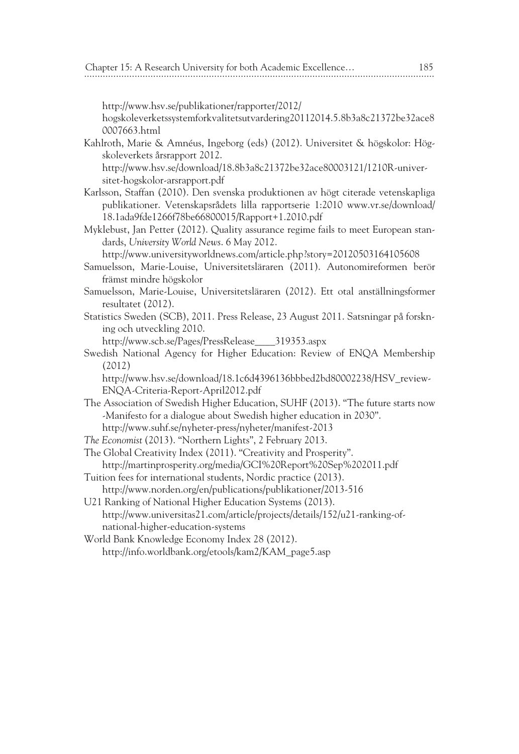http://www.hsv.se/publikationer/rapporter/2012/hogskoleverketssystemforkvalitetsutvardering20112014.5.8b3a8c21372be32ace80007663.html

Kahlroth, Marie & Amnéus, Ingeborg (eds) (2012). Universitet & högskolor: Högskoleverkets årsrapport 2012. http://www.hsv.se/download/18.8b3a8c21372be32ace80003121/1210R-universitet-hogskolor-arsrapport.pdf

Karlsson, Staffan (2010). Den svenska produktionen av högt citerade vetenskapliga publikationer. Vetenskapsrådets lilla rapportserie 1:2010 www.vr.se/download/18.1ada9fde1266f78be66800015/Rapport+1.2010.pdf

Myklebust, Jan Petter (2012). Quality assurance regime fails to meet European standards, *University World News*. 6 May 2012. http://www.universityworldnews.com/article.php?story=20120503164105608

Samuelsson, Marie-Louise, Universitetsläraren (2011). Autonomireformen berör främst mindre högskolor

Samuelsson, Marie-Louise, Universitetsläraren (2012). Ett otal anställningsformer resultatet (2012).

Statistics Sweden (SCB), 2011. Press Release, 23 August 2011. Satsningar på forskning och utveckling 2010. http://www.scb.se/Pages/PressRelease____319353.aspx

Swedish National Agency for Higher Education: Review of ENQA Membership (2012) http://www.hsv.se/download/18.1c6d4396136bbbed2bd80002238/HSV_review-ENQA-Criteria-Report-April2012.pdf

The Association of Swedish Higher Education, SUHF (2013). "The future starts now -Manifesto for a dialogue about Swedish higher education in 2030". http://www.suhf.se/nyheter-press/nyheter/manifest-2013

*The Economist* (2013). "Northern Lights", 2 February 2013.

The Global Creativity Index (2011). "Creativity and Prosperity". http://martinprosperity.org/media/GCI%20Report%20Sep%202011.pdf

Tuition fees for international students, Nordic practice (2013). http://www.norden.org/en/publications/publikationer/2013-516

U21 Ranking of National Higher Education Systems (2013). http://www.universitas21.com/article/projects/details/152/u21-ranking-of-national-higher-education-systems

World Bank Knowledge Economy Index 28 (2012). http://info.worldbank.org/etools/kam2/KAM_page5.asp